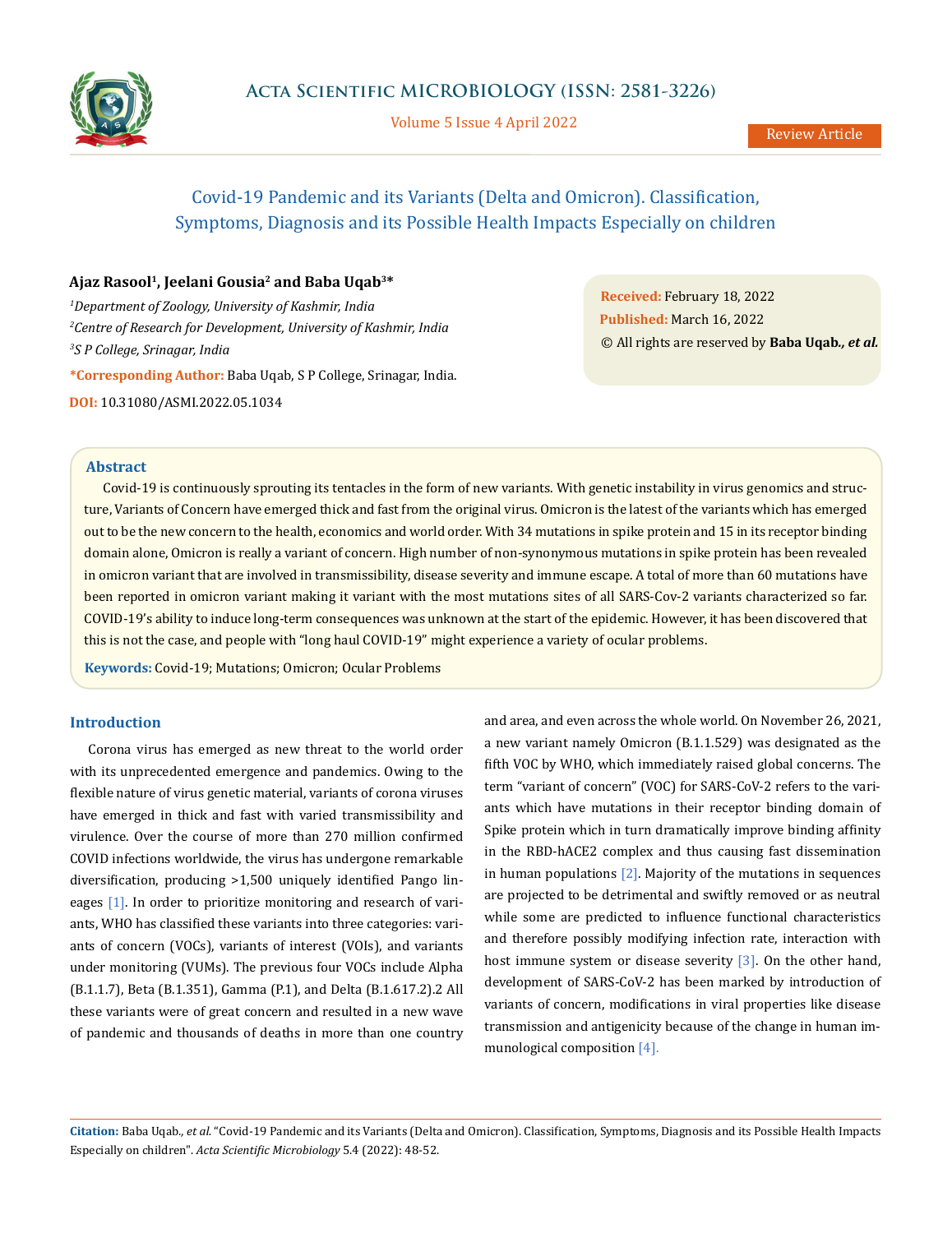# Covid-19 Pandemic and its Variants (Delta and Omicron). Classification, Symptoms, Diagnosis and its Possible Health Impacts Especially on children

**Ajaz Rasool[1], Jeelani Gousia[2] and Baba Uqab[3]***

[1]*Department of Zoology, University of Kashmir, India*
[2]*Centre of Research for Development, University of Kashmir, India*
[3]*S P College, Srinagar, India*

***Corresponding Author:** Baba Uqab, S P College, Srinagar, India.

**DOI:** 10.31080/ASMI.2022.05.1034

**Received:** February 18, 2022
**Published:** March 16, 2022
© All rights are reserved by **Baba Uqab., *et al.***

## Abstract

Covid-19 is continuously sprouting its tentacles in the form of new variants. With genetic instability in virus genomics and structure, Variants of Concern have emerged thick and fast from the original virus. Omicron is the latest of the variants which has emerged out to be the new concern to the health, economics and world order. With 34 mutations in spike protein and 15 in its receptor binding domain alone, Omicron is really a variant of concern. High number of non-synonymous mutations in spike protein has been revealed in omicron variant that are involved in transmissibility, disease severity and immune escape. A total of more than 60 mutations have been reported in omicron variant making it variant with the most mutations sites of all SARS-Cov-2 variants characterized so far. COVID-19's ability to induce long-term consequences was unknown at the start of the epidemic. However, it has been discovered that this is not the case, and people with "long haul COVID-19" might experience a variety of ocular problems.

**Keywords:** Covid-19; Mutations; Omicron; Ocular Problems

## Introduction

Corona virus has emerged as new threat to the world order with its unprecedented emergence and pandemics. Owing to the flexible nature of virus genetic material, variants of corona viruses have emerged in thick and fast with varied transmissibility and virulence. Over the course of more than 270 million confirmed COVID infections worldwide, the virus has undergone remarkable diversification, producing >1,500 uniquely identified Pango lineages [1]. In order to prioritize monitoring and research of variants, WHO has classified these variants into three categories: variants of concern (VOCs), variants of interest (VOIs), and variants under monitoring (VUMs). The previous four VOCs include Alpha (B.1.1.7), Beta (B.1.351), Gamma (P.1), and Delta (B.1.617.2).2 All these variants were of great concern and resulted in a new wave of pandemic and thousands of deaths in more than one country and area, and even across the whole world. On November 26, 2021, a new variant namely Omicron (B.1.1.529) was designated as the fifth VOC by WHO, which immediately raised global concerns. The term "variant of concern" (VOC) for SARS-CoV-2 refers to the variants which have mutations in their receptor binding domain of Spike protein which in turn dramatically improve binding affinity in the RBD-hACE2 complex and thus causing fast dissemination in human populations [2]. Majority of the mutations in sequences are projected to be detrimental and swiftly removed or as neutral while some are predicted to influence functional characteristics and therefore possibly modifying infection rate, interaction with host immune system or disease severity [3]. On the other hand, development of SARS-CoV-2 has been marked by introduction of variants of concern, modifications in viral properties like disease transmission and antigenicity because of the change in human immunological composition [4].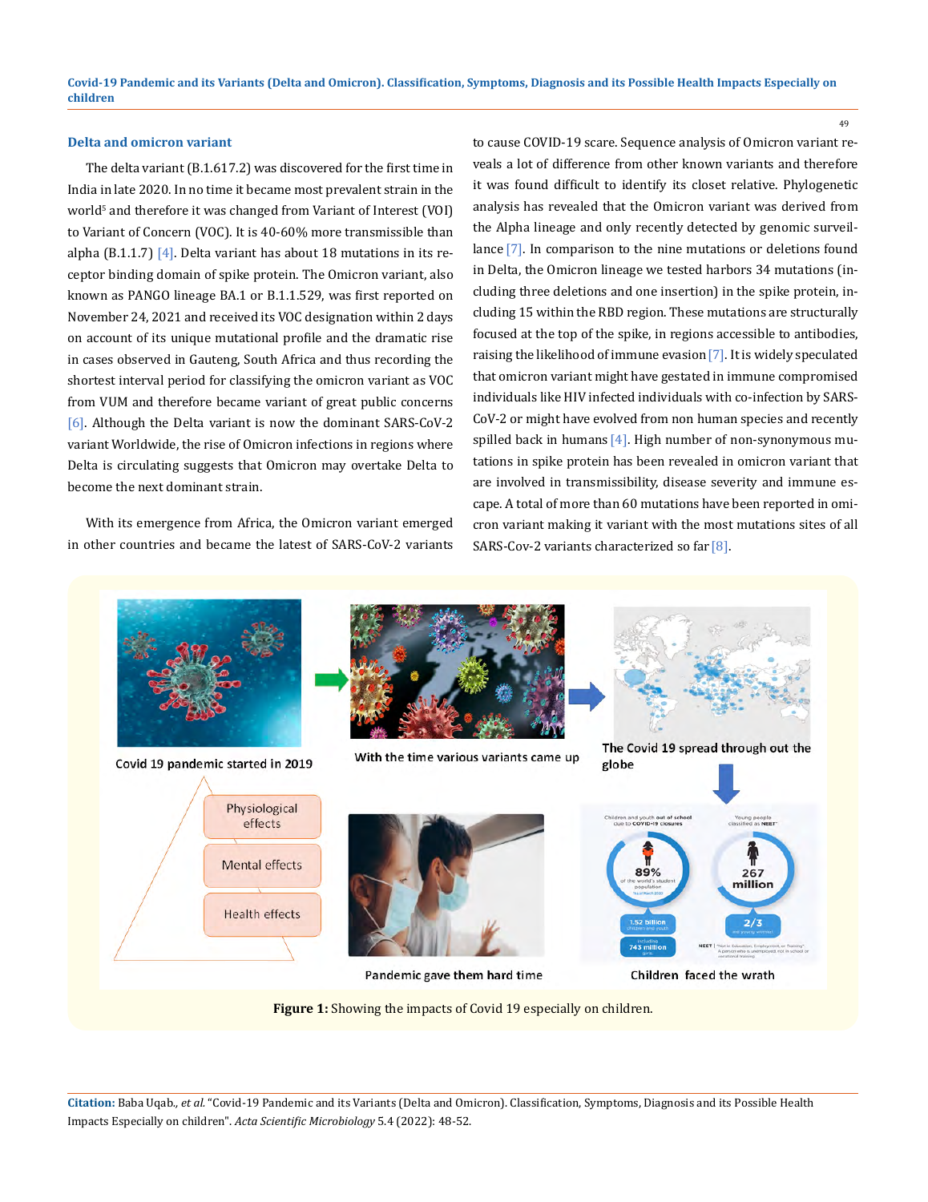### Delta and omicron variant

The delta variant (B.1.617.2) was discovered for the first time in India in late 2020. In no time it became most prevalent strain in the world[5] and therefore it was changed from Variant of Interest (VOI) to Variant of Concern (VOC). It is 40-60% more transmissible than alpha (B.1.1.7) [4]. Delta variant has about 18 mutations in its receptor binding domain of spike protein. The Omicron variant, also known as PANGO lineage BA.1 or B.1.1.529, was first reported on November 24, 2021 and received its VOC designation within 2 days on account of its unique mutational profile and the dramatic rise in cases observed in Gauteng, South Africa and thus recording the shortest interval period for classifying the omicron variant as VOC from VUM and therefore became variant of great public concerns [6]. Although the Delta variant is now the dominant SARS-CoV-2 variant Worldwide, the rise of Omicron infections in regions where Delta is circulating suggests that Omicron may overtake Delta to become the next dominant strain.

With its emergence from Africa, the Omicron variant emerged in other countries and became the latest of SARS-CoV-2 variants to cause COVID-19 scare. Sequence analysis of Omicron variant reveals a lot of difference from other known variants and therefore it was found difficult to identify its closet relative. Phylogenetic analysis has revealed that the Omicron variant was derived from the Alpha lineage and only recently detected by genomic surveillance [7]. In comparison to the nine mutations or deletions found in Delta, the Omicron lineage we tested harbors 34 mutations (including three deletions and one insertion) in the spike protein, including 15 within the RBD region. These mutations are structurally focused at the top of the spike, in regions accessible to antibodies, raising the likelihood of immune evasion [7]. It is widely speculated that omicron variant might have gestated in immune compromised individuals like HIV infected individuals with co-infection by SARS-CoV-2 or might have evolved from non human species and recently spilled back in humans [4]. High number of non-synonymous mutations in spike protein has been revealed in omicron variant that are involved in transmissibility, disease severity and immune escape. A total of more than 60 mutations have been reported in omicron variant making it variant with the most mutations sites of all SARS-Cov-2 variants characterized so far [8].

**Figure 1:** Showing the impacts of Covid 19 especially on children.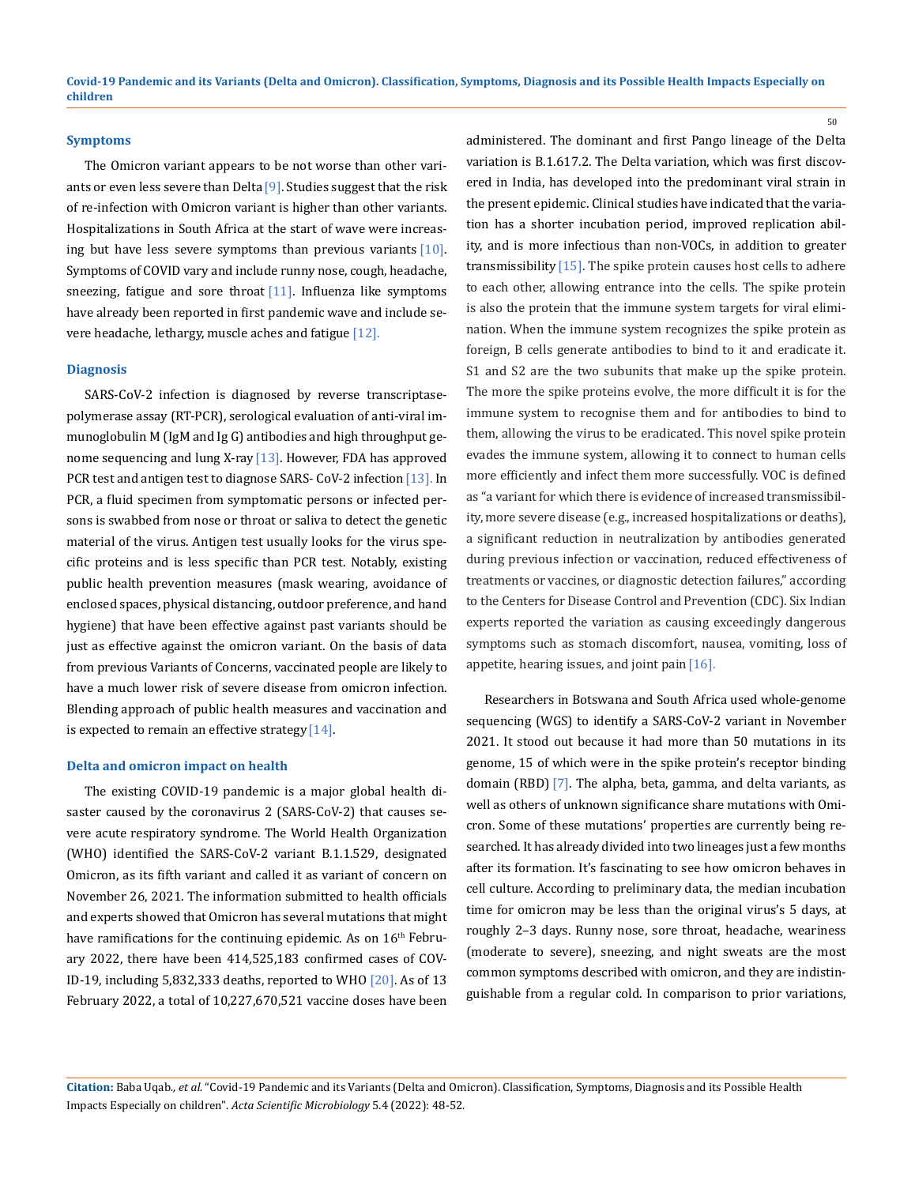### Symptoms

The Omicron variant appears to be not worse than other variants or even less severe than Delta [9]. Studies suggest that the risk of re-infection with Omicron variant is higher than other variants. Hospitalizations in South Africa at the start of wave were increasing but have less severe symptoms than previous variants [10]. Symptoms of COVID vary and include runny nose, cough, headache, sneezing, fatigue and sore throat [11]. Influenza like symptoms have already been reported in first pandemic wave and include severe headache, lethargy, muscle aches and fatigue [12].

### Diagnosis

SARS-CoV-2 infection is diagnosed by reverse transcriptase-polymerase assay (RT-PCR), serological evaluation of anti-viral immunoglobulin M (IgM and Ig G) antibodies and high throughput genome sequencing and lung X-ray [13]. However, FDA has approved PCR test and antigen test to diagnose SARS- CoV-2 infection [13]. In PCR, a fluid specimen from symptomatic persons or infected persons is swabbed from nose or throat or saliva to detect the genetic material of the virus. Antigen test usually looks for the virus specific proteins and is less specific than PCR test. Notably, existing public health prevention measures (mask wearing, avoidance of enclosed spaces, physical distancing, outdoor preference, and hand hygiene) that have been effective against past variants should be just as effective against the omicron variant. On the basis of data from previous Variants of Concerns, vaccinated people are likely to have a much lower risk of severe disease from omicron infection. Blending approach of public health measures and vaccination and is expected to remain an effective strategy [14].

### Delta and omicron impact on health

The existing COVID-19 pandemic is a major global health disaster caused by the coronavirus 2 (SARS-CoV-2) that causes severe acute respiratory syndrome. The World Health Organization (WHO) identified the SARS-CoV-2 variant B.1.1.529, designated Omicron, as its fifth variant and called it as variant of concern on November 26, 2021. The information submitted to health officials and experts showed that Omicron has several mutations that might have ramifications for the continuing epidemic. As on 16th February 2022, there have been 414,525,183 confirmed cases of COVID-19, including 5,832,333 deaths, reported to WHO [20]. As of 13 February 2022, a total of 10,227,670,521 vaccine doses have been administered. The dominant and first Pango lineage of the Delta variation is B.1.617.2. The Delta variation, which was first discovered in India, has developed into the predominant viral strain in the present epidemic. Clinical studies have indicated that the variation has a shorter incubation period, improved replication ability, and is more infectious than non-VOCs, in addition to greater transmissibility [15]. The spike protein causes host cells to adhere to each other, allowing entrance into the cells. The spike protein is also the protein that the immune system targets for viral elimination. When the immune system recognizes the spike protein as foreign, B cells generate antibodies to bind to it and eradicate it. S1 and S2 are the two subunits that make up the spike protein. The more the spike proteins evolve, the more difficult it is for the immune system to recognise them and for antibodies to bind to them, allowing the virus to be eradicated. This novel spike protein evades the immune system, allowing it to connect to human cells more efficiently and infect them more successfully. VOC is defined as "a variant for which there is evidence of increased transmissibility, more severe disease (e.g., increased hospitalizations or deaths), a significant reduction in neutralization by antibodies generated during previous infection or vaccination, reduced effectiveness of treatments or vaccines, or diagnostic detection failures," according to the Centers for Disease Control and Prevention (CDC). Six Indian experts reported the variation as causing exceedingly dangerous symptoms such as stomach discomfort, nausea, vomiting, loss of appetite, hearing issues, and joint pain [16].

Researchers in Botswana and South Africa used whole-genome sequencing (WGS) to identify a SARS-CoV-2 variant in November 2021. It stood out because it had more than 50 mutations in its genome, 15 of which were in the spike protein's receptor binding domain (RBD) [7]. The alpha, beta, gamma, and delta variants, as well as others of unknown significance share mutations with Omicron. Some of these mutations' properties are currently being researched. It has already divided into two lineages just a few months after its formation. It's fascinating to see how omicron behaves in cell culture. According to preliminary data, the median incubation time for omicron may be less than the original virus's 5 days, at roughly 2–3 days. Runny nose, sore throat, headache, weariness (moderate to severe), sneezing, and night sweats are the most common symptoms described with omicron, and they are indistinguishable from a regular cold. In comparison to prior variations,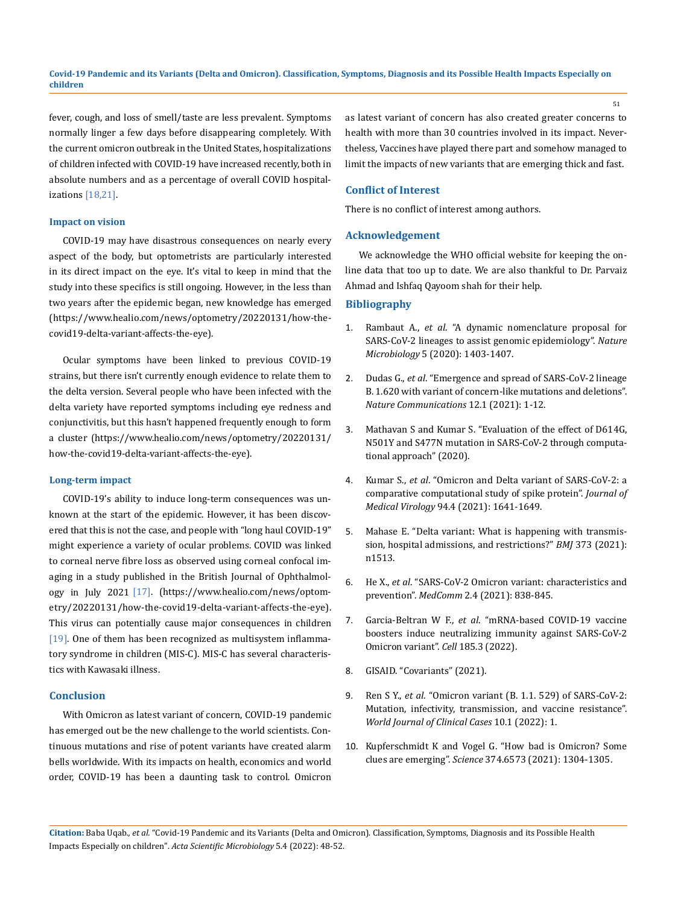fever, cough, and loss of smell/taste are less prevalent. Symptoms normally linger a few days before disappearing completely. With the current omicron outbreak in the United States, hospitalizations of children infected with COVID-19 have increased recently, both in absolute numbers and as a percentage of overall COVID hospitalizations [18,21].

### Impact on vision

COVID-19 may have disastrous consequences on nearly every aspect of the body, but optometrists are particularly interested in its direct impact on the eye. It's vital to keep in mind that the study into these specifics is still ongoing. However, in the less than two years after the epidemic began, new knowledge has emerged (https://www.healio.com/news/optometry/20220131/how-the-covid19-delta-variant-affects-the-eye).

Ocular symptoms have been linked to previous COVID-19 strains, but there isn't currently enough evidence to relate them to the delta version. Several people who have been infected with the delta variety have reported symptoms including eye redness and conjunctivitis, but this hasn't happened frequently enough to form a cluster (https://www.healio.com/news/optometry/20220131/how-the-covid19-delta-variant-affects-the-eye).

### Long-term impact

COVID-19's ability to induce long-term consequences was unknown at the start of the epidemic. However, it has been discovered that this is not the case, and people with "long haul COVID-19" might experience a variety of ocular problems. COVID was linked to corneal nerve fibre loss as observed using corneal confocal imaging in a study published in the British Journal of Ophthalmology in July 2021 [17]. (https://www.healio.com/news/optometry/20220131/how-the-covid19-delta-variant-affects-the-eye). This virus can potentially cause major consequences in children [19]. One of them has been recognized as multisystem inflammatory syndrome in children (MIS-C). MIS-C has several characteristics with Kawasaki illness.

## Conclusion

With Omicron as latest variant of concern, COVID-19 pandemic has emerged out be the new challenge to the world scientists. Continuous mutations and rise of potent variants have created alarm bells worldwide. With its impacts on health, economics and world order, COVID-19 has been a daunting task to control. Omicron as latest variant of concern has also created greater concerns to health with more than 30 countries involved in its impact. Nevertheless, Vaccines have played there part and somehow managed to limit the impacts of new variants that are emerging thick and fast.

## Conflict of Interest

There is no conflict of interest among authors.

## Acknowledgement

We acknowledge the WHO official website for keeping the online data that too up to date. We are also thankful to Dr. Parvaiz Ahmad and Ishfaq Qayoom shah for their help.

## Bibliography

1. Rambaut A., *et al*. "A dynamic nomenclature proposal for SARS-CoV-2 lineages to assist genomic epidemiology". *Nature Microbiology* 5 (2020): 1403-1407.
2. Dudas G., *et al*. "Emergence and spread of SARS-CoV-2 lineage B. 1.620 with variant of concern-like mutations and deletions". *Nature Communications* 12.1 (2021): 1-12.
3. Mathavan S and Kumar S. "Evaluation of the effect of D614G, N501Y and S477N mutation in SARS-CoV-2 through computational approach" (2020).
4. Kumar S., *et al*. "Omicron and Delta variant of SARS-CoV-2: a comparative computational study of spike protein". *Journal of Medical Virology* 94.4 (2021): 1641-1649.
5. Mahase E. "Delta variant: What is happening with transmission, hospital admissions, and restrictions?" *BMJ* 373 (2021): n1513.
6. He X., *et al*. "SARS-CoV-2 Omicron variant: characteristics and prevention". *MedComm* 2.4 (2021): 838-845.
7. Garcia-Beltran W F., *et al*. "mRNA-based COVID-19 vaccine boosters induce neutralizing immunity against SARS-CoV-2 Omicron variant". *Cell* 185.3 (2022).
8. GISAID. "Covariants" (2021).
9. Ren S Y., *et al*. "Omicron variant (B. 1. 1. 529) of SARS-CoV-2: Mutation, infectivity, transmission, and vaccine resistance". *World Journal of Clinical Cases* 10.1 (2022): 1.
10. Kupferschmidt K and Vogel G. "How bad is Omicron? Some clues are emerging". *Science* 374.6573 (2021): 1304-1305.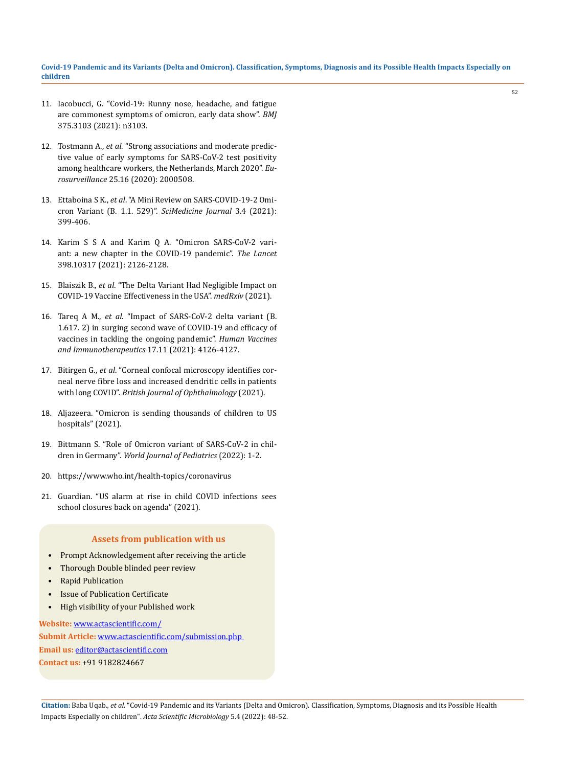11. Iacobucci, G. "Covid-19: Runny nose, headache, and fatigue are commonest symptoms of omicron, early data show". *BMJ* 375.3103 (2021): n3103.

12. Tostmann A., *et al*. "Strong associations and moderate predictive value of early symptoms for SARS-CoV-2 test positivity among healthcare workers, the Netherlands, March 2020". *Eurosurveillance* 25.16 (2020): 2000508.

13. Ettaboina S K., *et al*. "A Mini Review on SARS-COVID-19-2 Omicron Variant (B. 1.1. 529)". *SciMedicine Journal* 3.4 (2021): 399-406.

14. Karim S S A and Karim Q A. "Omicron SARS-CoV-2 variant: a new chapter in the COVID-19 pandemic". *The Lancet* 398.10317 (2021): 2126-2128.

15. Blaiszik B., *et al*. "The Delta Variant Had Negligible Impact on COVID-19 Vaccine Effectiveness in the USA". *medRxiv* (2021).

16. Tareq A M., *et al*. "Impact of SARS-CoV-2 delta variant (B. 1.617. 2) in surging second wave of COVID-19 and efficacy of vaccines in tackling the ongoing pandemic". *Human Vaccines and Immunotherapeutics* 17.11 (2021): 4126-4127.

17. Bitirgen G., *et al*. "Corneal confocal microscopy identifies corneal nerve fibre loss and increased dendritic cells in patients with long COVID". *British Journal of Ophthalmology* (2021).

18. Aljazeera. "Omicron is sending thousands of children to US hospitals" (2021).

19. Bittmann S. "Role of Omicron variant of SARS-CoV-2 in children in Germany". *World Journal of Pediatrics* (2022): 1-2.

20. https://www.who.int/health-topics/coronavirus

21. Guardian. "US alarm at rise in child COVID infections sees school closures back on agenda" (2021).

**Assets from publication with us**

- Prompt Acknowledgement after receiving the article
- Thorough Double blinded peer review
- Rapid Publication
- Issue of Publication Certificate
- High visibility of your Published work

**Website:** www.actascientific.com/
**Submit Article:** www.actascientific.com/submission.php
**Email us:** editor@actascientific.com
**Contact us:** +91 9182824667